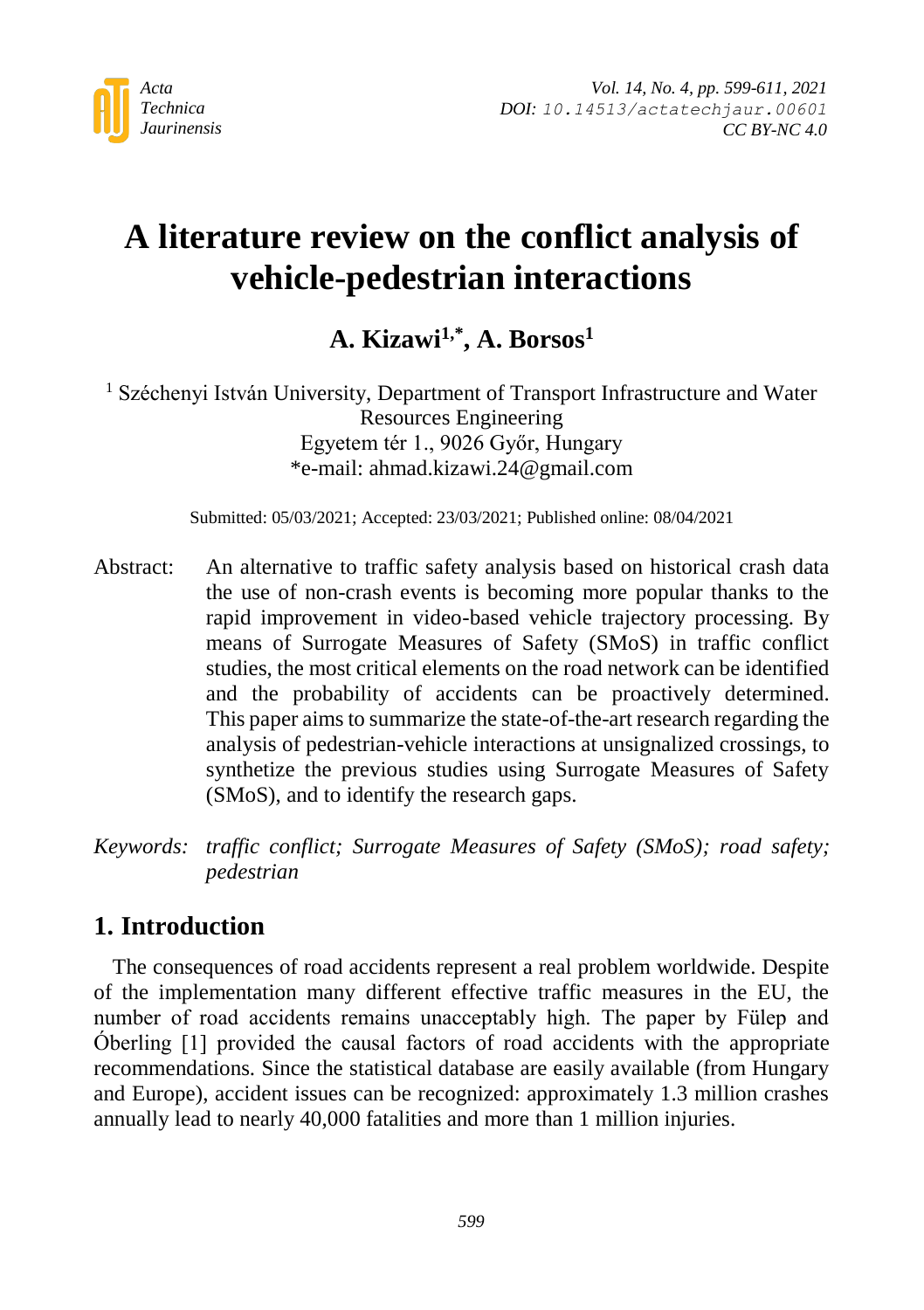# A literature review on the conflict analysis of vehicle-pedestrian interactions

**A. Kizawi[1,*], A. Borsos[1]**

[1] Széchenyi István University, Department of Transport Infrastructure and Water Resources Engineering
Egyetem tér 1., 9026 Győr, Hungary
*e-mail: ahmad.kizawi.24@gmail.com

Submitted: 05/03/2021; Accepted: 23/03/2021; Published online: 08/04/2021

Abstract: An alternative to traffic safety analysis based on historical crash data the use of non-crash events is becoming more popular thanks to the rapid improvement in video-based vehicle trajectory processing. By means of Surrogate Measures of Safety (SMoS) in traffic conflict studies, the most critical elements on the road network can be identified and the probability of accidents can be proactively determined. This paper aims to summarize the state-of-the-art research regarding the analysis of pedestrian-vehicle interactions at unsignalized crossings, to synthetize the previous studies using Surrogate Measures of Safety (SMoS), and to identify the research gaps.

*Keywords: traffic conflict; Surrogate Measures of Safety (SMoS); road safety; pedestrian*

## 1. Introduction

The consequences of road accidents represent a real problem worldwide. Despite of the implementation many different effective traffic measures in the EU, the number of road accidents remains unacceptably high. The paper by Fülep and Óberling [1] provided the causal factors of road accidents with the appropriate recommendations. Since the statistical database are easily available (from Hungary and Europe), accident issues can be recognized: approximately 1.3 million crashes annually lead to nearly 40,000 fatalities and more than 1 million injuries.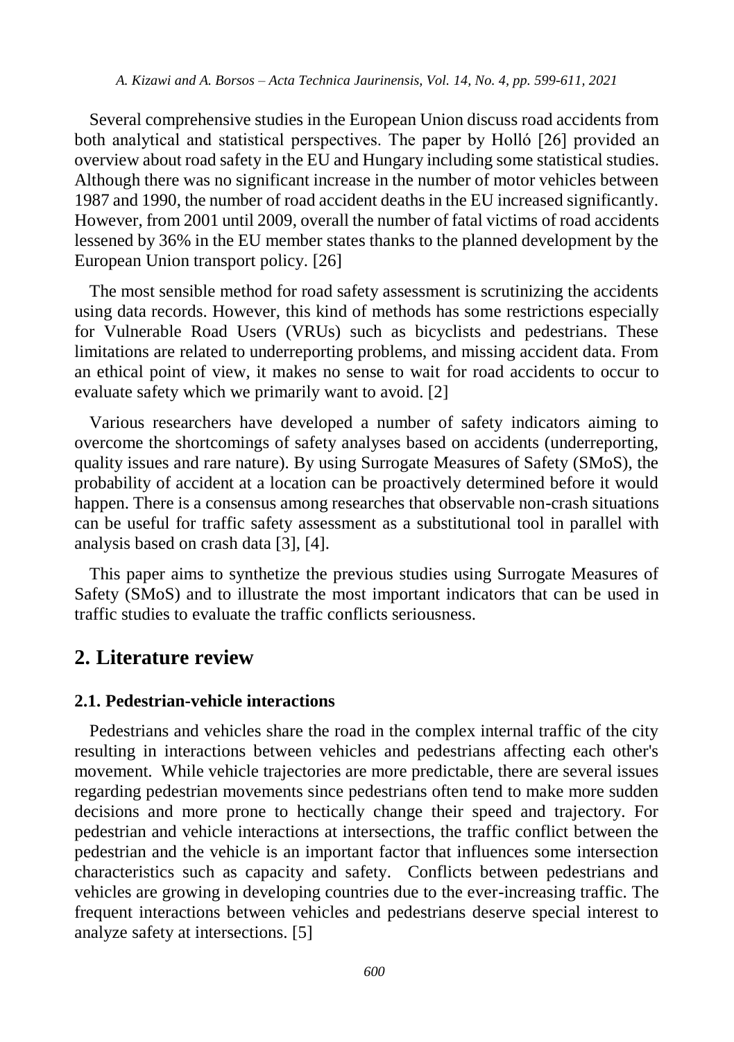Several comprehensive studies in the European Union discuss road accidents from both analytical and statistical perspectives. The paper by Holló [26] provided an overview about road safety in the EU and Hungary including some statistical studies. Although there was no significant increase in the number of motor vehicles between 1987 and 1990, the number of road accident deaths in the EU increased significantly. However, from 2001 until 2009, overall the number of fatal victims of road accidents lessened by 36% in the EU member states thanks to the planned development by the European Union transport policy. [26]

The most sensible method for road safety assessment is scrutinizing the accidents using data records. However, this kind of methods has some restrictions especially for Vulnerable Road Users (VRUs) such as bicyclists and pedestrians. These limitations are related to underreporting problems, and missing accident data. From an ethical point of view, it makes no sense to wait for road accidents to occur to evaluate safety which we primarily want to avoid. [2]

Various researchers have developed a number of safety indicators aiming to overcome the shortcomings of safety analyses based on accidents (underreporting, quality issues and rare nature). By using Surrogate Measures of Safety (SMoS), the probability of accident at a location can be proactively determined before it would happen. There is a consensus among researches that observable non-crash situations can be useful for traffic safety assessment as a substitutional tool in parallel with analysis based on crash data [3], [4].

This paper aims to synthetize the previous studies using Surrogate Measures of Safety (SMoS) and to illustrate the most important indicators that can be used in traffic studies to evaluate the traffic conflicts seriousness.

## 2. Literature review

### 2.1. Pedestrian-vehicle interactions

Pedestrians and vehicles share the road in the complex internal traffic of the city resulting in interactions between vehicles and pedestrians affecting each other's movement. While vehicle trajectories are more predictable, there are several issues regarding pedestrian movements since pedestrians often tend to make more sudden decisions and more prone to hectically change their speed and trajectory. For pedestrian and vehicle interactions at intersections, the traffic conflict between the pedestrian and the vehicle is an important factor that influences some intersection characteristics such as capacity and safety. Conflicts between pedestrians and vehicles are growing in developing countries due to the ever-increasing traffic. The frequent interactions between vehicles and pedestrians deserve special interest to analyze safety at intersections. [5]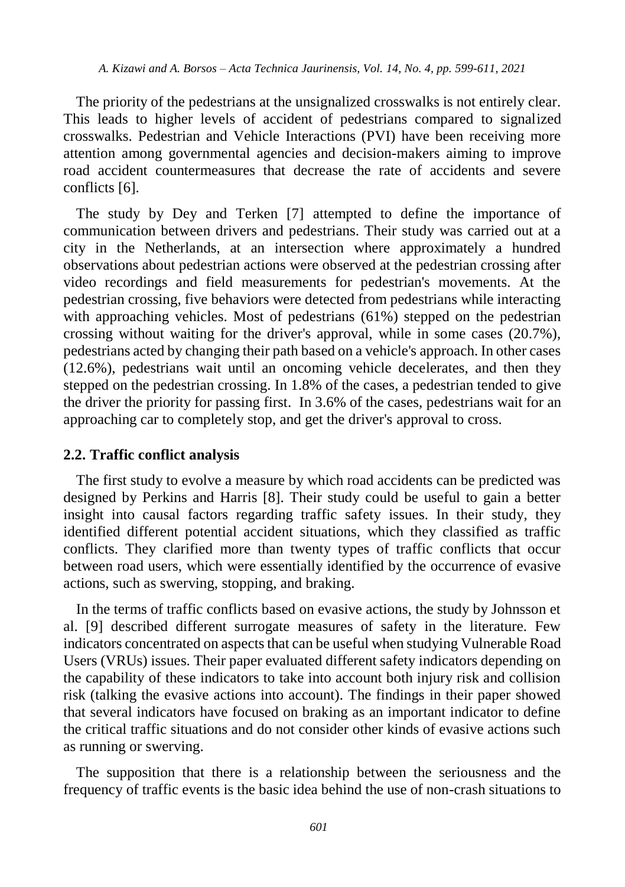The priority of the pedestrians at the unsignalized crosswalks is not entirely clear. This leads to higher levels of accident of pedestrians compared to signalized crosswalks. Pedestrian and Vehicle Interactions (PVI) have been receiving more attention among governmental agencies and decision-makers aiming to improve road accident countermeasures that decrease the rate of accidents and severe conflicts [6].

The study by Dey and Terken [7] attempted to define the importance of communication between drivers and pedestrians. Their study was carried out at a city in the Netherlands, at an intersection where approximately a hundred observations about pedestrian actions were observed at the pedestrian crossing after video recordings and field measurements for pedestrian's movements. At the pedestrian crossing, five behaviors were detected from pedestrians while interacting with approaching vehicles. Most of pedestrians (61%) stepped on the pedestrian crossing without waiting for the driver's approval, while in some cases (20.7%), pedestrians acted by changing their path based on a vehicle's approach. In other cases (12.6%), pedestrians wait until an oncoming vehicle decelerates, and then they stepped on the pedestrian crossing. In 1.8% of the cases, a pedestrian tended to give the driver the priority for passing first. In 3.6% of the cases, pedestrians wait for an approaching car to completely stop, and get the driver's approval to cross.

### 2.2. Traffic conflict analysis

The first study to evolve a measure by which road accidents can be predicted was designed by Perkins and Harris [8]. Their study could be useful to gain a better insight into causal factors regarding traffic safety issues. In their study, they identified different potential accident situations, which they classified as traffic conflicts. They clarified more than twenty types of traffic conflicts that occur between road users, which were essentially identified by the occurrence of evasive actions, such as swerving, stopping, and braking.

In the terms of traffic conflicts based on evasive actions, the study by Johnsson et al. [9] described different surrogate measures of safety in the literature. Few indicators concentrated on aspects that can be useful when studying Vulnerable Road Users (VRUs) issues. Their paper evaluated different safety indicators depending on the capability of these indicators to take into account both injury risk and collision risk (talking the evasive actions into account). The findings in their paper showed that several indicators have focused on braking as an important indicator to define the critical traffic situations and do not consider other kinds of evasive actions such as running or swerving.

The supposition that there is a relationship between the seriousness and the frequency of traffic events is the basic idea behind the use of non-crash situations to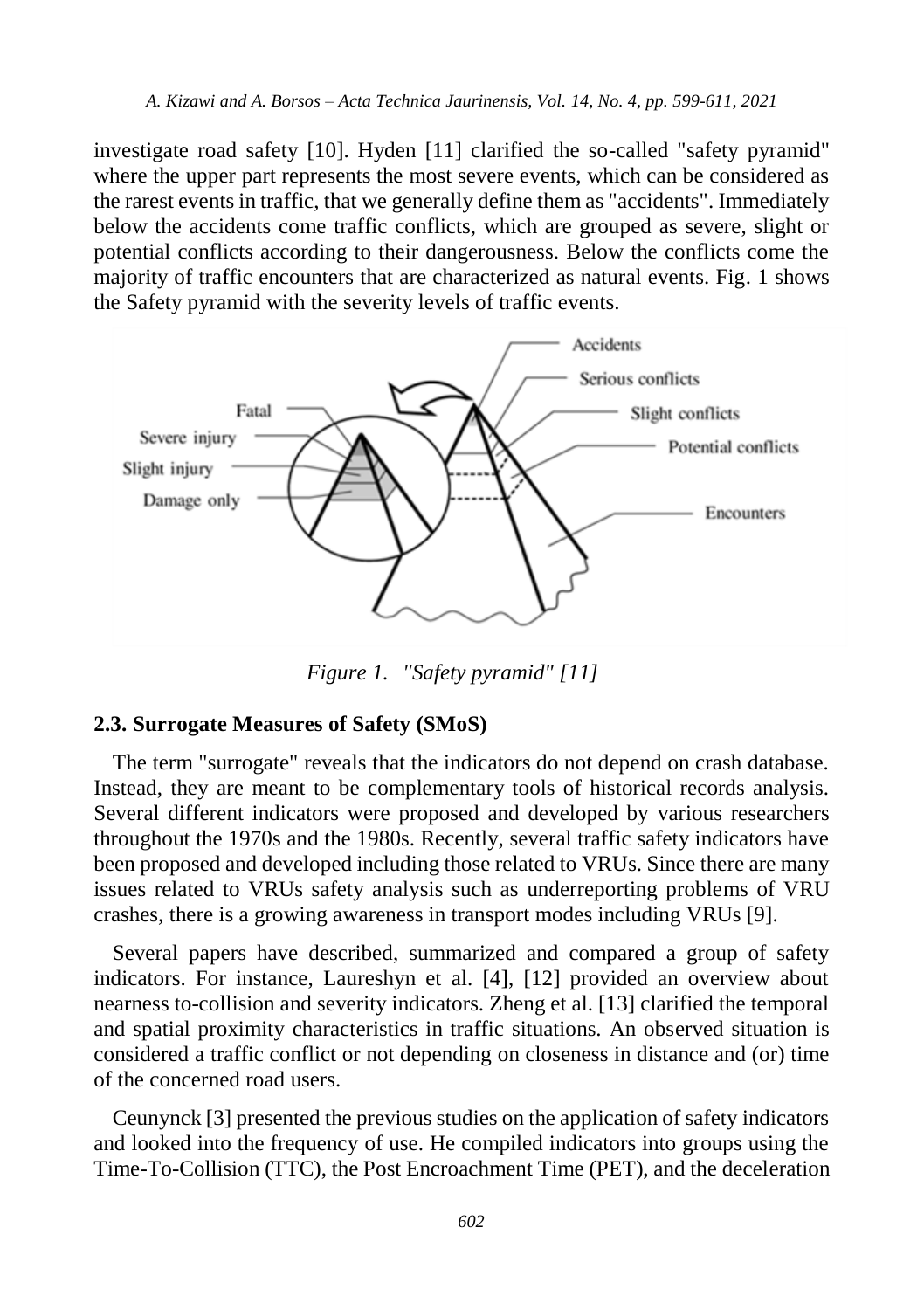investigate road safety [10]. Hyden [11] clarified the so-called "safety pyramid" where the upper part represents the most severe events, which can be considered as the rarest events in traffic, that we generally define them as "accidents". Immediately below the accidents come traffic conflicts, which are grouped as severe, slight or potential conflicts according to their dangerousness. Below the conflicts come the majority of traffic encounters that are characterized as natural events. Fig. 1 shows the Safety pyramid with the severity levels of traffic events.

*Figure 1. "Safety pyramid" [11]*

### 2.3. Surrogate Measures of Safety (SMoS)

The term "surrogate" reveals that the indicators do not depend on crash database. Instead, they are meant to be complementary tools of historical records analysis. Several different indicators were proposed and developed by various researchers throughout the 1970s and the 1980s. Recently, several traffic safety indicators have been proposed and developed including those related to VRUs. Since there are many issues related to VRUs safety analysis such as underreporting problems of VRU crashes, there is a growing awareness in transport modes including VRUs [9].

Several papers have described, summarized and compared a group of safety indicators. For instance, Laureshyn et al. [4], [12] provided an overview about nearness to-collision and severity indicators. Zheng et al. [13] clarified the temporal and spatial proximity characteristics in traffic situations. An observed situation is considered a traffic conflict or not depending on closeness in distance and (or) time of the concerned road users.

Ceunynck [3] presented the previous studies on the application of safety indicators and looked into the frequency of use. He compiled indicators into groups using the Time-To-Collision (TTC), the Post Encroachment Time (PET), and the deceleration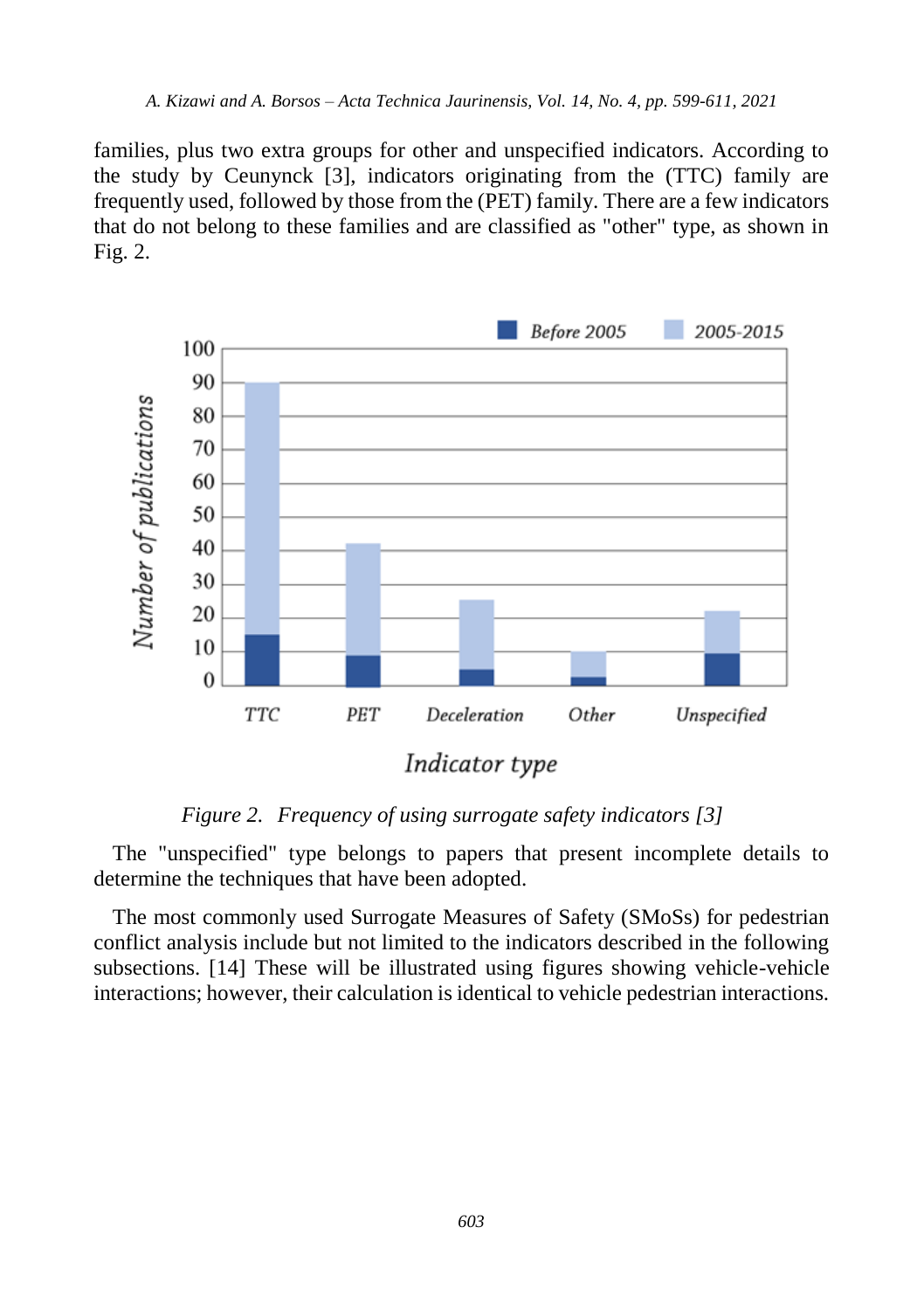families, plus two extra groups for other and unspecified indicators. According to the study by Ceunynck [3], indicators originating from the (TTC) family are frequently used, followed by those from the (PET) family. There are a few indicators that do not belong to these families and are classified as "other" type, as shown in Fig. 2.

*Figure 2. Frequency of using surrogate safety indicators [3]*

The "unspecified" type belongs to papers that present incomplete details to determine the techniques that have been adopted.

The most commonly used Surrogate Measures of Safety (SMoSs) for pedestrian conflict analysis include but not limited to the indicators described in the following subsections. [14] These will be illustrated using figures showing vehicle-vehicle interactions; however, their calculation is identical to vehicle pedestrian interactions.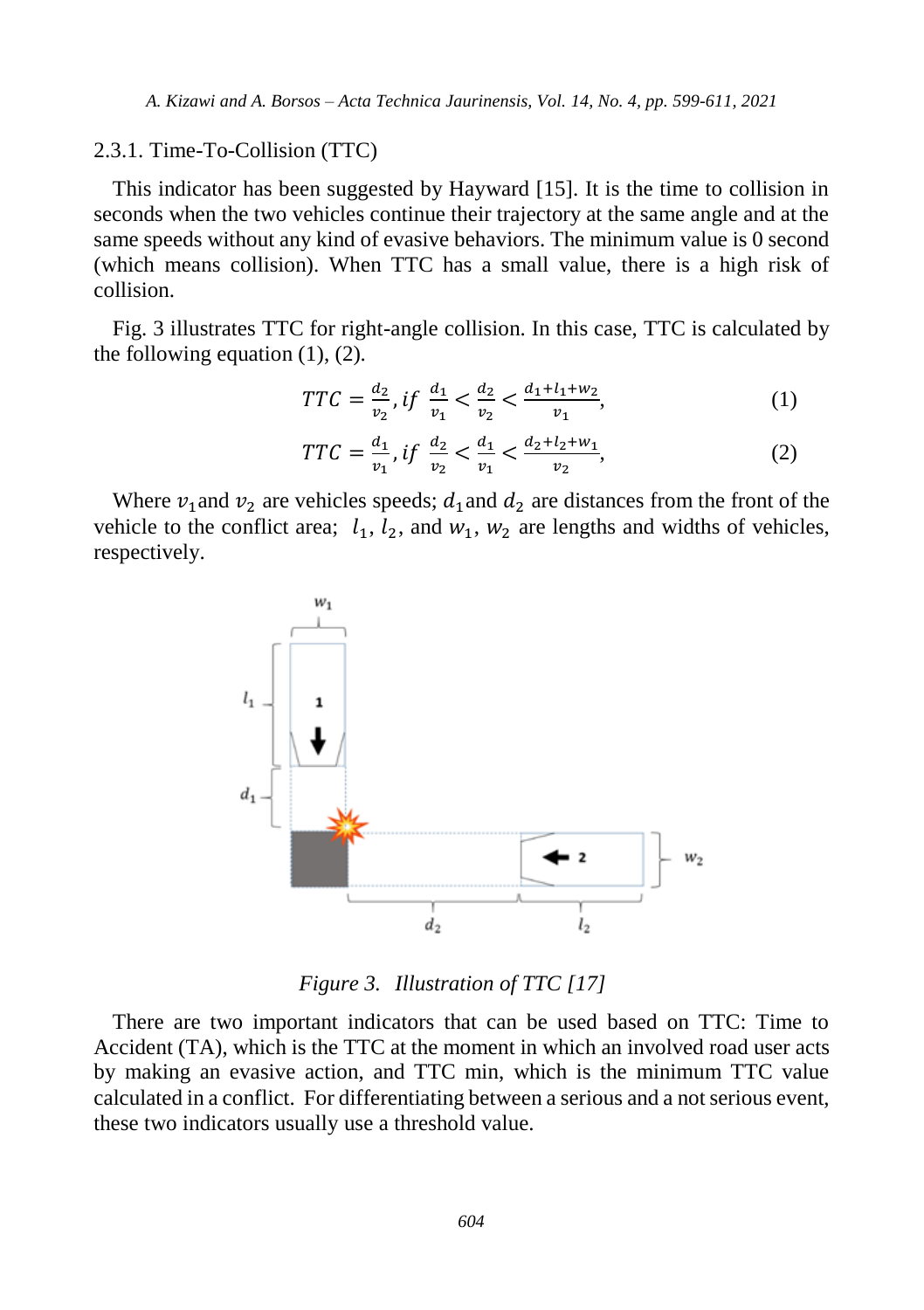### 2.3.1. Time-To-Collision (TTC)

This indicator has been suggested by Hayward [15]. It is the time to collision in seconds when the two vehicles continue their trajectory at the same angle and at the same speeds without any kind of evasive behaviors. The minimum value is 0 second (which means collision). When TTC has a small value, there is a high risk of collision.

Fig. 3 illustrates TTC for right-angle collision. In this case, TTC is calculated by the following equation (1), (2).

$$TTC = \frac{d_2}{v_2}, if \ \frac{d_1}{v_1} < \frac{d_2}{v_2} < \frac{d_1 + l_1 + w_2}{v_1}, \tag{1}$$

$$TTC = \frac{d_1}{v_1}, if \ \frac{d_2}{v_2} < \frac{d_1}{v_1} < \frac{d_2 + l_2 + w_1}{v_2}, \tag{2}$$

Where $v_1$ and $v_2$ are vehicles speeds; $d_1$ and $d_2$ are distances from the front of the vehicle to the conflict area; $l_1$, $l_2$, and $w_1$, $w_2$ are lengths and widths of vehicles, respectively.

*Figure 3. Illustration of TTC [17]*

There are two important indicators that can be used based on TTC: Time to Accident (TA), which is the TTC at the moment in which an involved road user acts by making an evasive action, and TTC min, which is the minimum TTC value calculated in a conflict. For differentiating between a serious and a not serious event, these two indicators usually use a threshold value.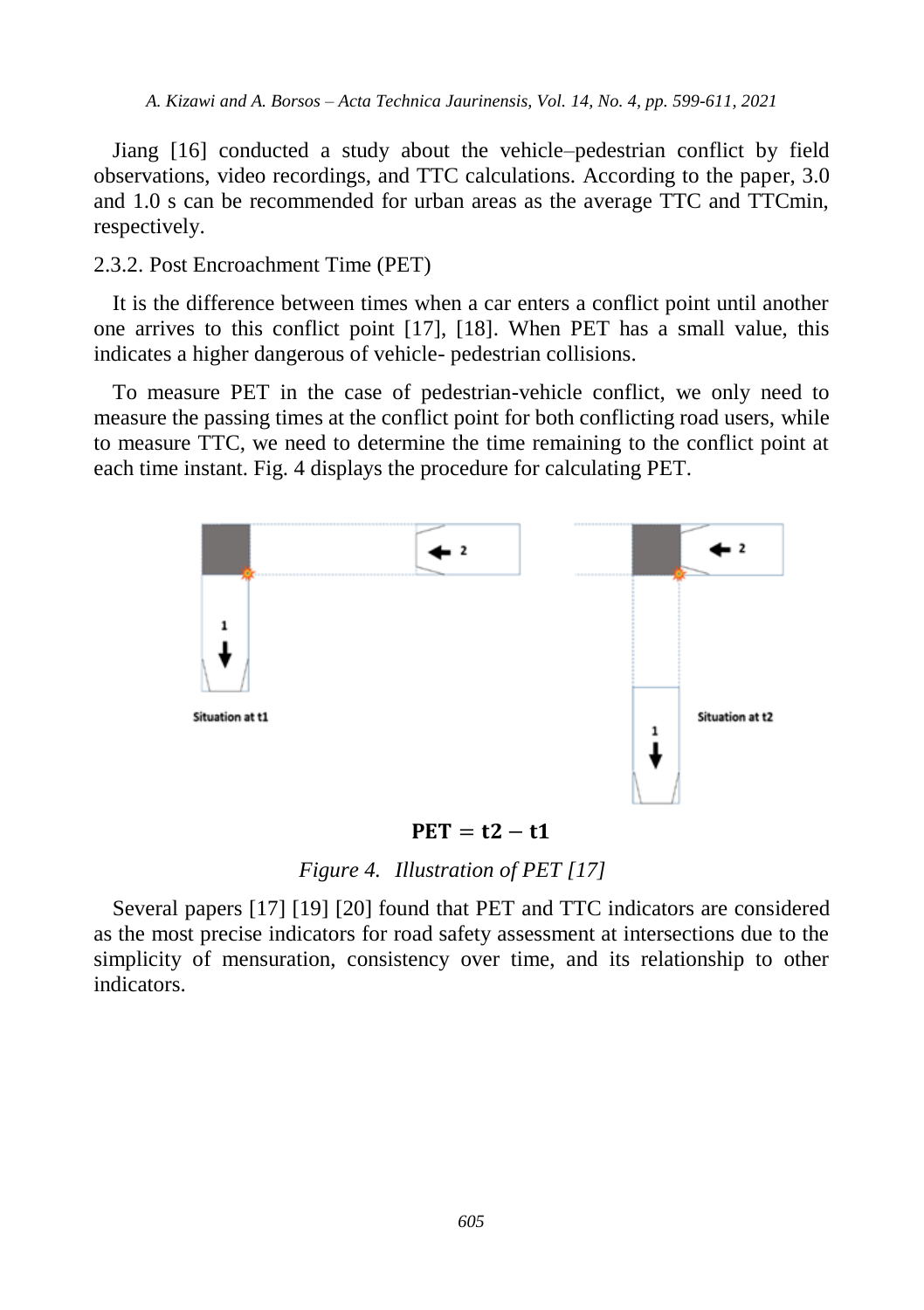Jiang [16] conducted a study about the vehicle–pedestrian conflict by field observations, video recordings, and TTC calculations. According to the paper, 3.0 and 1.0 s can be recommended for urban areas as the average TTC and TTCmin, respectively.

### 2.3.2. Post Encroachment Time (PET)

It is the difference between times when a car enters a conflict point until another one arrives to this conflict point [17], [18]. When PET has a small value, this indicates a higher dangerous of vehicle- pedestrian collisions.

To measure PET in the case of pedestrian-vehicle conflict, we only need to measure the passing times at the conflict point for both conflicting road users, while to measure TTC, we need to determine the time remaining to the conflict point at each time instant. Fig. 4 displays the procedure for calculating PET.

Situation at t1

Situation at t2

$$\mathbf{PET = t2 - t1}$$

*Figure 4. Illustration of PET [17]*

Several papers [17] [19] [20] found that PET and TTC indicators are considered as the most precise indicators for road safety assessment at intersections due to the simplicity of mensuration, consistency over time, and its relationship to other indicators.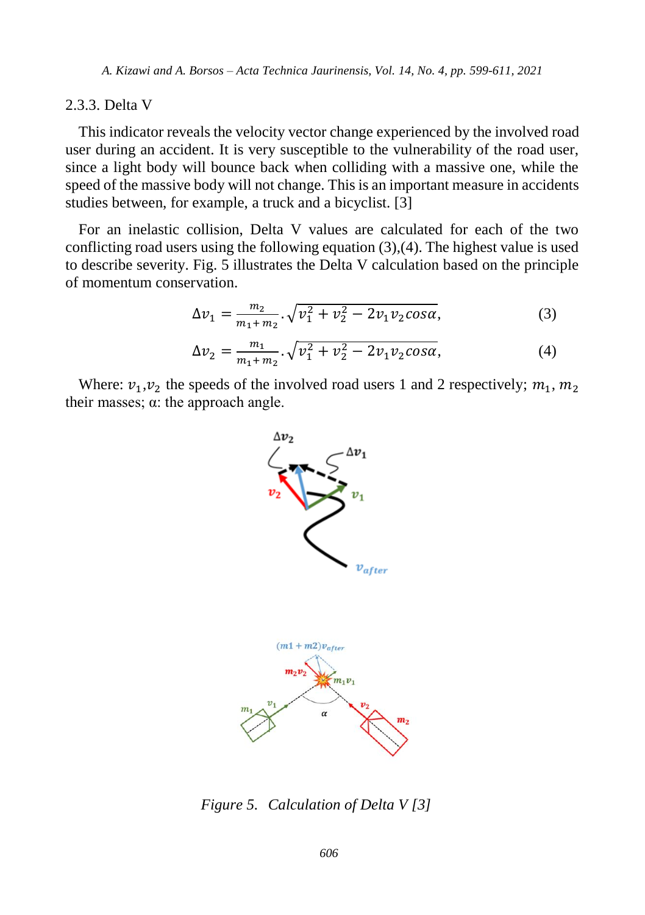### 2.3.3. Delta V

This indicator reveals the velocity vector change experienced by the involved road user during an accident. It is very susceptible to the vulnerability of the road user, since a light body will bounce back when colliding with a massive one, while the speed of the massive body will not change. This is an important measure in accidents studies between, for example, a truck and a bicyclist. [3]

For an inelastic collision, Delta V values are calculated for each of the two conflicting road users using the following equation (3),(4). The highest value is used to describe severity. Fig. 5 illustrates the Delta V calculation based on the principle of momentum conservation.

$$\Delta v_1 = \frac{m_2}{m_1 + m_2} \cdot \sqrt{v_1^2 + v_2^2 - 2 v_1 v_2 cos\alpha}, \tag{3}$$

$$\Delta v_2 = \frac{m_1}{m_1 + m_2} \cdot \sqrt{v_1^2 + v_2^2 - 2 v_1 v_2 cos\alpha}, \tag{4}$$

Where: $v_1$,$v_2$ the speeds of the involved road users 1 and 2 respectively; $m_1$, $m_2$ their masses; α: the approach angle.

*Figure 5. Calculation of Delta V [3]*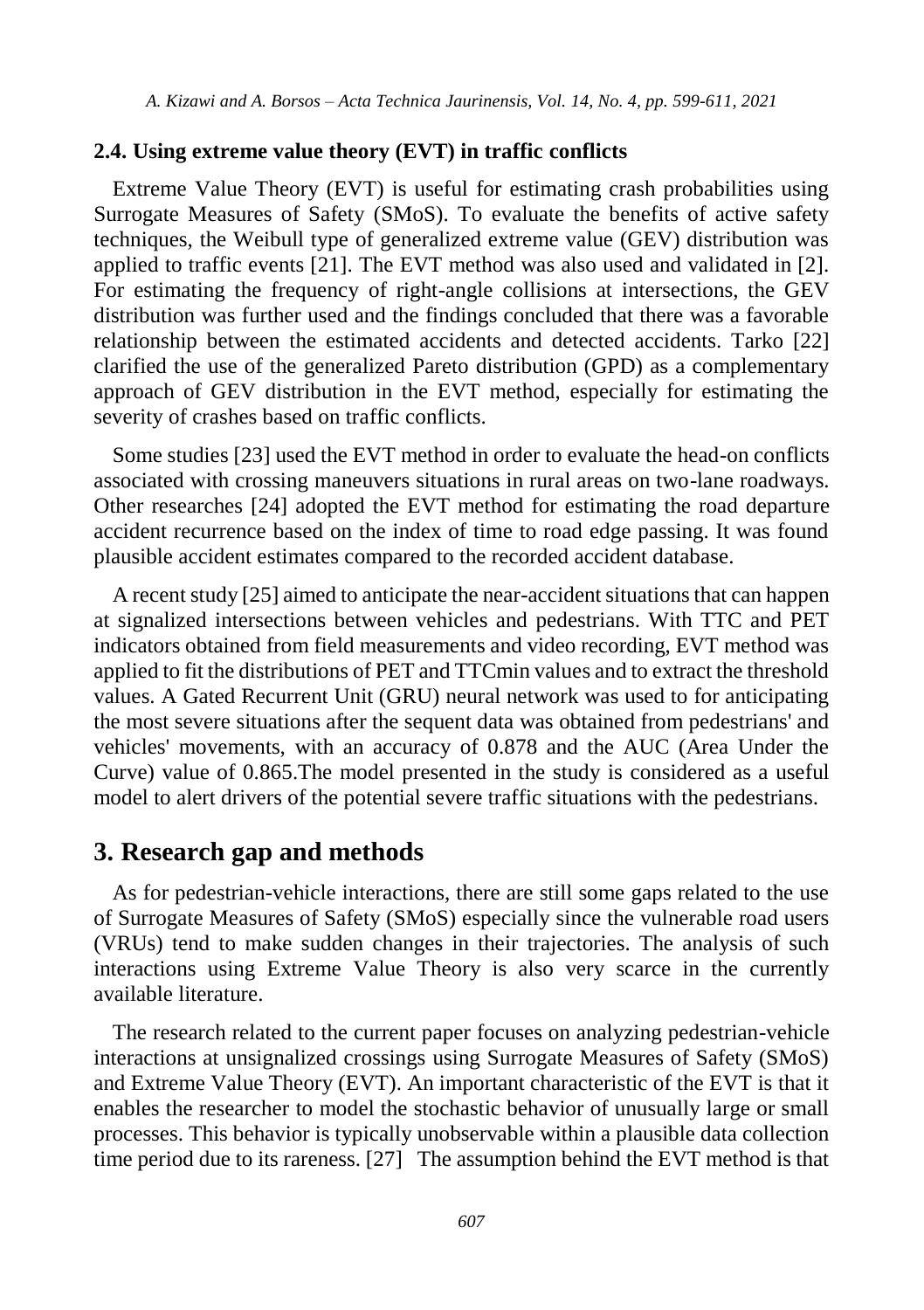### 2.4. Using extreme value theory (EVT) in traffic conflicts

Extreme Value Theory (EVT) is useful for estimating crash probabilities using Surrogate Measures of Safety (SMoS). To evaluate the benefits of active safety techniques, the Weibull type of generalized extreme value (GEV) distribution was applied to traffic events [21]. The EVT method was also used and validated in [2]. For estimating the frequency of right-angle collisions at intersections, the GEV distribution was further used and the findings concluded that there was a favorable relationship between the estimated accidents and detected accidents. Tarko [22] clarified the use of the generalized Pareto distribution (GPD) as a complementary approach of GEV distribution in the EVT method, especially for estimating the severity of crashes based on traffic conflicts.

Some studies [23] used the EVT method in order to evaluate the head-on conflicts associated with crossing maneuvers situations in rural areas on two-lane roadways. Other researches [24] adopted the EVT method for estimating the road departure accident recurrence based on the index of time to road edge passing. It was found plausible accident estimates compared to the recorded accident database.

A recent study [25] aimed to anticipate the near-accident situations that can happen at signalized intersections between vehicles and pedestrians. With TTC and PET indicators obtained from field measurements and video recording, EVT method was applied to fit the distributions of PET and TTCmin values and to extract the threshold values. A Gated Recurrent Unit (GRU) neural network was used to for anticipating the most severe situations after the sequent data was obtained from pedestrians' and vehicles' movements, with an accuracy of 0.878 and the AUC (Area Under the Curve) value of 0.865.The model presented in the study is considered as a useful model to alert drivers of the potential severe traffic situations with the pedestrians.

## 3. Research gap and methods

As for pedestrian-vehicle interactions, there are still some gaps related to the use of Surrogate Measures of Safety (SMoS) especially since the vulnerable road users (VRUs) tend to make sudden changes in their trajectories. The analysis of such interactions using Extreme Value Theory is also very scarce in the currently available literature.

The research related to the current paper focuses on analyzing pedestrian-vehicle interactions at unsignalized crossings using Surrogate Measures of Safety (SMoS) and Extreme Value Theory (EVT). An important characteristic of the EVT is that it enables the researcher to model the stochastic behavior of unusually large or small processes. This behavior is typically unobservable within a plausible data collection time period due to its rareness. [27] The assumption behind the EVT method is that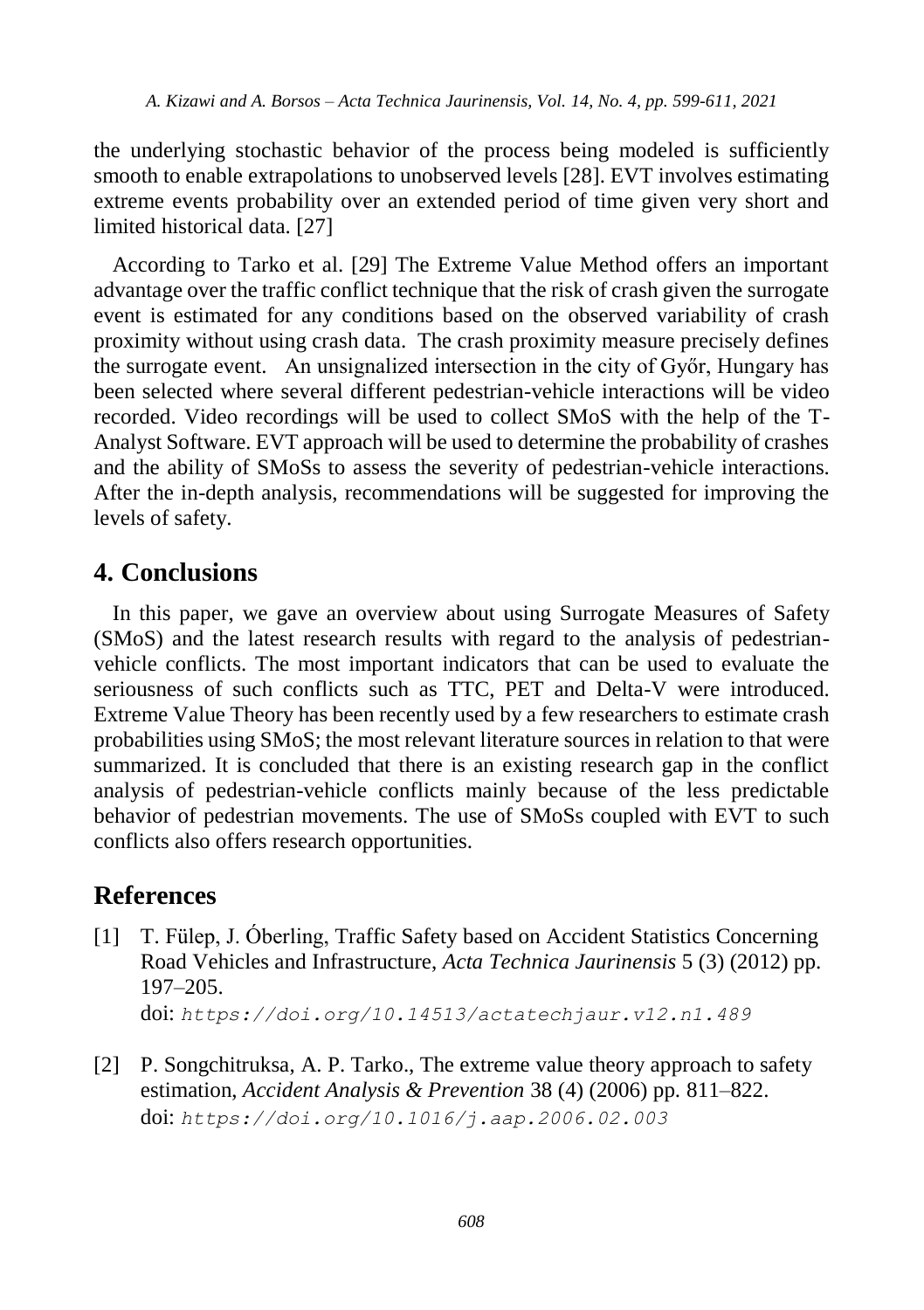the underlying stochastic behavior of the process being modeled is sufficiently smooth to enable extrapolations to unobserved levels [28]. EVT involves estimating extreme events probability over an extended period of time given very short and limited historical data. [27]

According to Tarko et al. [29] The Extreme Value Method offers an important advantage over the traffic conflict technique that the risk of crash given the surrogate event is estimated for any conditions based on the observed variability of crash proximity without using crash data. The crash proximity measure precisely defines the surrogate event. An unsignalized intersection in the city of Győr, Hungary has been selected where several different pedestrian-vehicle interactions will be video recorded. Video recordings will be used to collect SMoS with the help of the T-Analyst Software. EVT approach will be used to determine the probability of crashes and the ability of SMoSs to assess the severity of pedestrian-vehicle interactions. After the in-depth analysis, recommendations will be suggested for improving the levels of safety.

## 4. Conclusions

In this paper, we gave an overview about using Surrogate Measures of Safety (SMoS) and the latest research results with regard to the analysis of pedestrian-vehicle conflicts. The most important indicators that can be used to evaluate the seriousness of such conflicts such as TTC, PET and Delta-V were introduced. Extreme Value Theory has been recently used by a few researchers to estimate crash probabilities using SMoS; the most relevant literature sources in relation to that were summarized. It is concluded that there is an existing research gap in the conflict analysis of pedestrian-vehicle conflicts mainly because of the less predictable behavior of pedestrian movements. The use of SMoSs coupled with EVT to such conflicts also offers research opportunities.

## References

[1] T. Fülep, J. Óberling, Traffic Safety based on Accident Statistics Concerning Road Vehicles and Infrastructure, *Acta Technica Jaurinensis* 5 (3) (2012) pp. 197–205.
doi: `https://doi.org/10.14513/actatechjaur.v12.n1.489`

[2] P. Songchitruksa, A. P. Tarko., The extreme value theory approach to safety estimation, *Accident Analysis & Prevention* 38 (4) (2006) pp. 811–822.
doi: `https://doi.org/10.1016/j.aap.2006.02.003`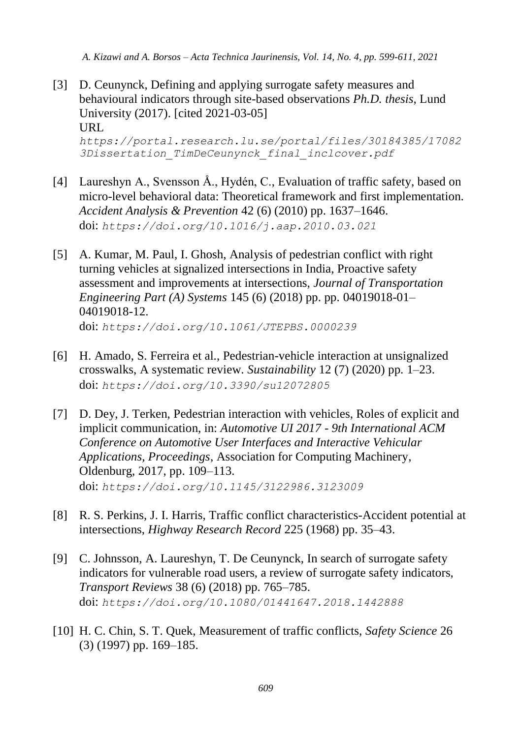[3] D. Ceunynck, Defining and applying surrogate safety measures and behavioural indicators through site-based observations *Ph.D. thesis*, Lund University (2017). [cited 2021-03-05] URL *https://portal.research.lu.se/portal/files/30184385/170823Dissertation_TimDeCeunynck_final_inclcover.pdf*

[4] Laureshyn A., Svensson Å., Hydén, C., Evaluation of traffic safety, based on micro-level behavioral data: Theoretical framework and first implementation. *Accident Analysis & Prevention* 42 (6) (2010) pp. 1637–1646. doi: *https://doi.org/10.1016/j.aap.2010.03.021*

[5] A. Kumar, M. Paul, I. Ghosh, Analysis of pedestrian conflict with right turning vehicles at signalized intersections in India, Proactive safety assessment and improvements at intersections, *Journal of Transportation Engineering Part (A) Systems* 145 (6) (2018) pp. pp. 04019018-01–04019018-12. doi: *https://doi.org/10.1061/JTEPBS.0000239*

[6] H. Amado, S. Ferreira et al., Pedestrian-vehicle interaction at unsignalized crosswalks, A systematic review. *Sustainability* 12 (7) (2020) pp. 1–23. doi: *https://doi.org/10.3390/su12072805*

[7] D. Dey, J. Terken, Pedestrian interaction with vehicles, Roles of explicit and implicit communication, in: *Automotive UI 2017 - 9th International ACM Conference on Automotive User Interfaces and Interactive Vehicular Applications, Proceedings*, Association for Computing Machinery, Oldenburg, 2017, pp. 109–113. doi: *https://doi.org/10.1145/3122986.3123009*

[8] R. S. Perkins, J. I. Harris, Traffic conflict characteristics-Accident potential at intersections, *Highway Research Record* 225 (1968) pp. 35–43.

[9] C. Johnsson, A. Laureshyn, T. De Ceunynck, In search of surrogate safety indicators for vulnerable road users, a review of surrogate safety indicators, *Transport Reviews* 38 (6) (2018) pp. 765–785. doi: *https://doi.org/10.1080/01441647.2018.1442888*

[10] H. C. Chin, S. T. Quek, Measurement of traffic conflicts, *Safety Science* 26 (3) (1997) pp. 169–185.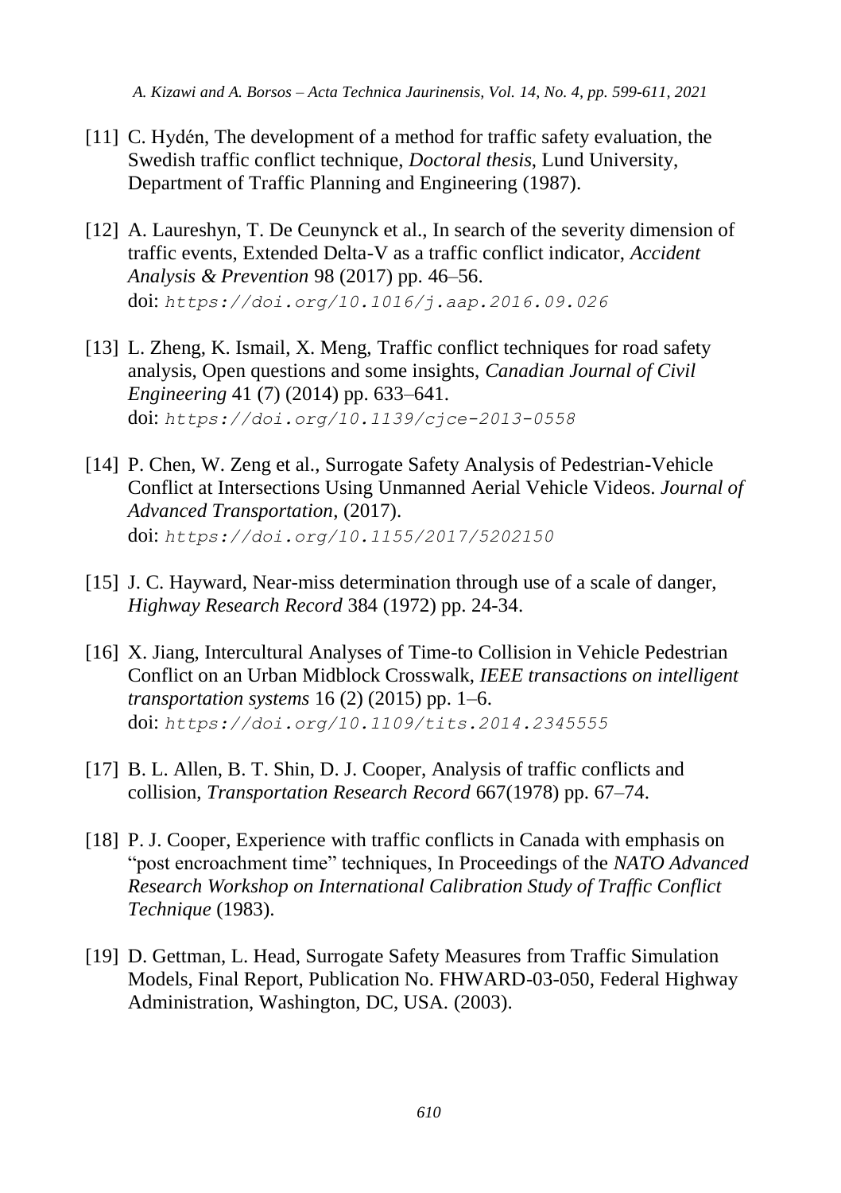[11] C. Hydén, The development of a method for traffic safety evaluation, the Swedish traffic conflict technique, *Doctoral thesis*, Lund University, Department of Traffic Planning and Engineering (1987).

[12] A. Laureshyn, T. De Ceunynck et al., In search of the severity dimension of traffic events, Extended Delta-V as a traffic conflict indicator, *Accident Analysis & Prevention* 98 (2017) pp. 46–56.
doi: `https://doi.org/10.1016/j.aap.2016.09.026`

[13] L. Zheng, K. Ismail, X. Meng, Traffic conflict techniques for road safety analysis, Open questions and some insights, *Canadian Journal of Civil Engineering* 41 (7) (2014) pp. 633–641.
doi: `https://doi.org/10.1139/cjce-2013-0558`

[14] P. Chen, W. Zeng et al., Surrogate Safety Analysis of Pedestrian-Vehicle Conflict at Intersections Using Unmanned Aerial Vehicle Videos. *Journal of Advanced Transportation*, (2017).
doi: `https://doi.org/10.1155/2017/5202150`

[15] J. C. Hayward, Near-miss determination through use of a scale of danger, *Highway Research Record* 384 (1972) pp. 24-34.

[16] X. Jiang, Intercultural Analyses of Time-to Collision in Vehicle Pedestrian Conflict on an Urban Midblock Crosswalk, *IEEE transactions on intelligent transportation systems* 16 (2) (2015) pp. 1–6.
doi: `https://doi.org/10.1109/tits.2014.2345555`

[17] B. L. Allen, B. T. Shin, D. J. Cooper, Analysis of traffic conflicts and collision, *Transportation Research Record* 667(1978) pp. 67–74.

[18] P. J. Cooper, Experience with traffic conflicts in Canada with emphasis on "post encroachment time" techniques, In Proceedings of the *NATO Advanced Research Workshop on International Calibration Study of Traffic Conflict Technique* (1983).

[19] D. Gettman, L. Head, Surrogate Safety Measures from Traffic Simulation Models, Final Report, Publication No. FHWARD-03-050, Federal Highway Administration, Washington, DC, USA. (2003).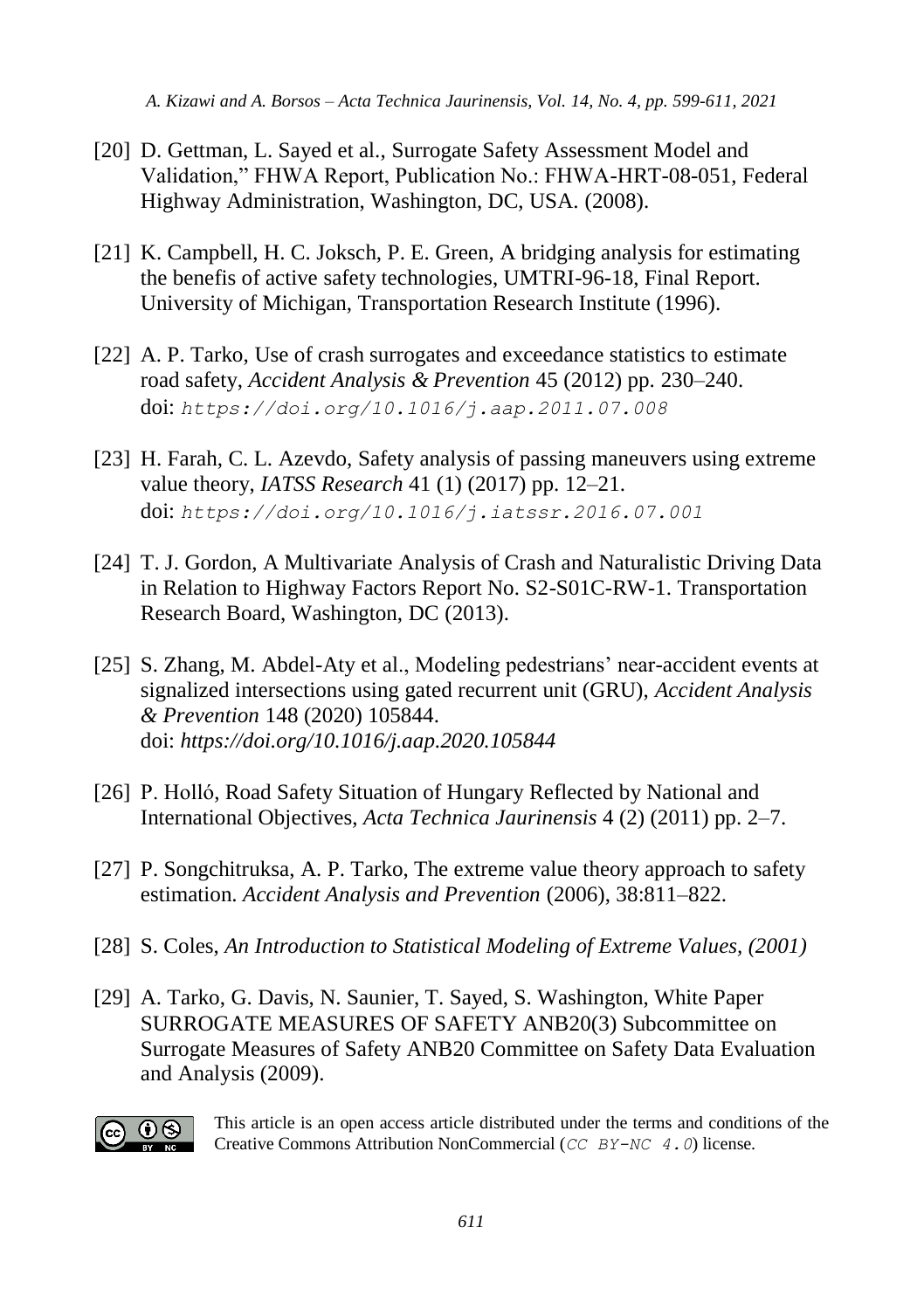[20] D. Gettman, L. Sayed et al., Surrogate Safety Assessment Model and Validation," FHWA Report, Publication No.: FHWA-HRT-08-051, Federal Highway Administration, Washington, DC, USA. (2008).

[21] K. Campbell, H. C. Joksch, P. E. Green, A bridging analysis for estimating the benefis of active safety technologies, UMTRI-96-18, Final Report. University of Michigan, Transportation Research Institute (1996).

[22] A. P. Tarko, Use of crash surrogates and exceedance statistics to estimate road safety, *Accident Analysis & Prevention* 45 (2012) pp. 230–240. doi: `https://doi.org/10.1016/j.aap.2011.07.008`

[23] H. Farah, C. L. Azevdo, Safety analysis of passing maneuvers using extreme value theory, *IATSS Research* 41 (1) (2017) pp. 12–21. doi: `https://doi.org/10.1016/j.iatssr.2016.07.001`

[24] T. J. Gordon, A Multivariate Analysis of Crash and Naturalistic Driving Data in Relation to Highway Factors Report No. S2-S01C-RW-1. Transportation Research Board, Washington, DC (2013).

[25] S. Zhang, M. Abdel-Aty et al., Modeling pedestrians' near-accident events at signalized intersections using gated recurrent unit (GRU), *Accident Analysis & Prevention* 148 (2020) 105844. doi: *https://doi.org/10.1016/j.aap.2020.105844*

[26] P. Holló, Road Safety Situation of Hungary Reflected by National and International Objectives, *Acta Technica Jaurinensis* 4 (2) (2011) pp. 2–7.

[27] P. Songchitruksa, A. P. Tarko, The extreme value theory approach to safety estimation. *Accident Analysis and Prevention* (2006), 38:811–822.

[28] S. Coles, *An Introduction to Statistical Modeling of Extreme Values, (2001)*

[29] A. Tarko, G. Davis, N. Saunier, T. Sayed, S. Washington, White Paper SURROGATE MEASURES OF SAFETY ANB20(3) Subcommittee on Surrogate Measures of Safety ANB20 Committee on Safety Data Evaluation and Analysis (2009).

This article is an open access article distributed under the terms and conditions of the Creative Commons Attribution NonCommercial (*CC BY-NC 4.0*) license.